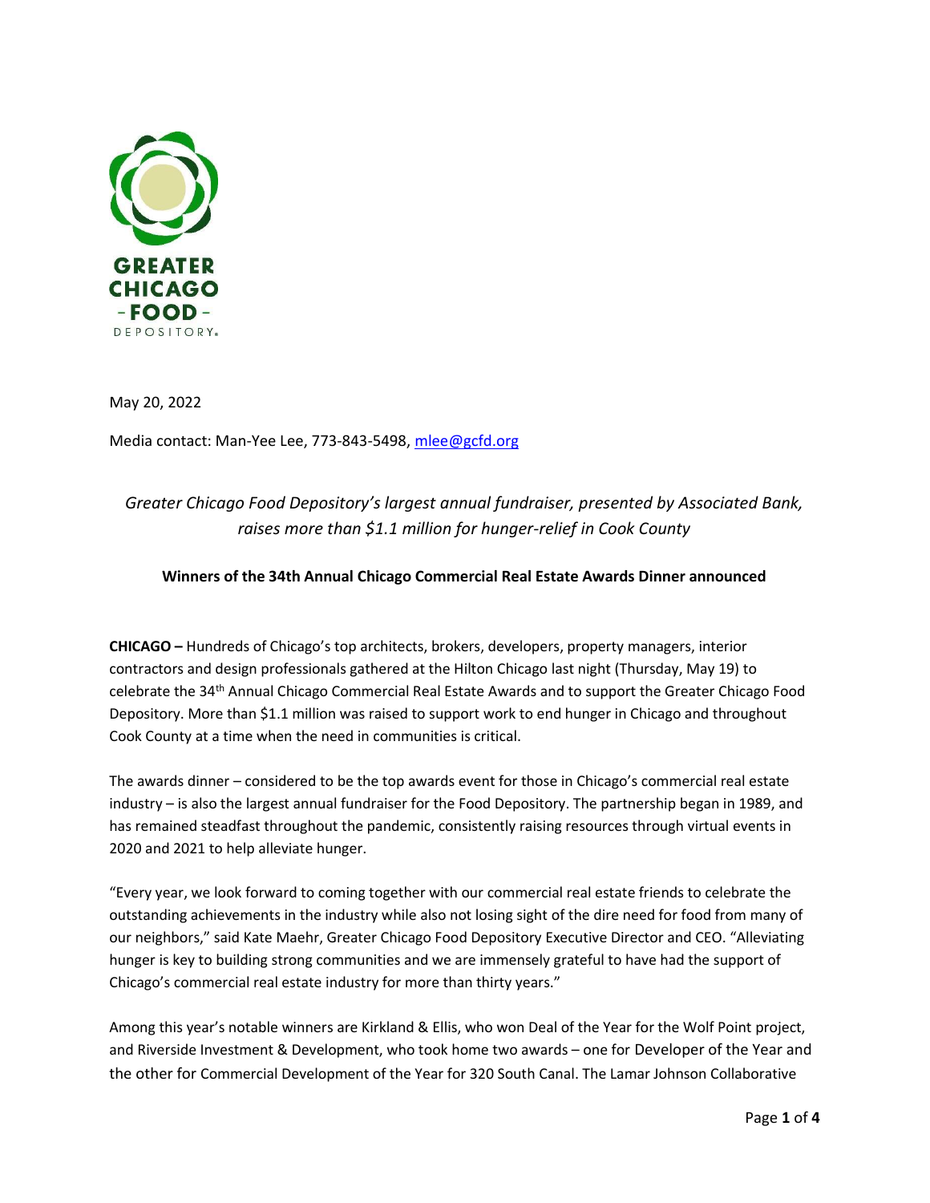GREATER CHICAGO FOOD DEPOSITORY

May 20, 2022

Media contact: Man-Yee Lee, 773-843-5498, [mlee@gcfd.org](mailto:mlee@gcfd.org)

*Greater Chicago Food Depository's largest annual fundraiser, presented by Associated Bank, raises more than $1.1 million for hunger-relief in Cook County*

**Winners of the 34th Annual Chicago Commercial Real Estate Awards Dinner announced**

**CHICAGO –** Hundreds of Chicago's top architects, brokers, developers, property managers, interior contractors and design professionals gathered at the Hilton Chicago last night (Thursday, May 19) to celebrate the 34th Annual Chicago Commercial Real Estate Awards and to support the Greater Chicago Food Depository. More than $1.1 million was raised to support work to end hunger in Chicago and throughout Cook County at a time when the need in communities is critical.

The awards dinner – considered to be the top awards event for those in Chicago's commercial real estate industry – is also the largest annual fundraiser for the Food Depository. The partnership began in 1989, and has remained steadfast throughout the pandemic, consistently raising resources through virtual events in 2020 and 2021 to help alleviate hunger.

"Every year, we look forward to coming together with our commercial real estate friends to celebrate the outstanding achievements in the industry while also not losing sight of the dire need for food from many of our neighbors," said Kate Maehr, Greater Chicago Food Depository Executive Director and CEO. "Alleviating hunger is key to building strong communities and we are immensely grateful to have had the support of Chicago's commercial real estate industry for more than thirty years."

Among this year's notable winners are Kirkland & Ellis, who won Deal of the Year for the Wolf Point project, and Riverside Investment & Development, who took home two awards – one for Developer of the Year and the other for Commercial Development of the Year for 320 South Canal. The Lamar Johnson Collaborative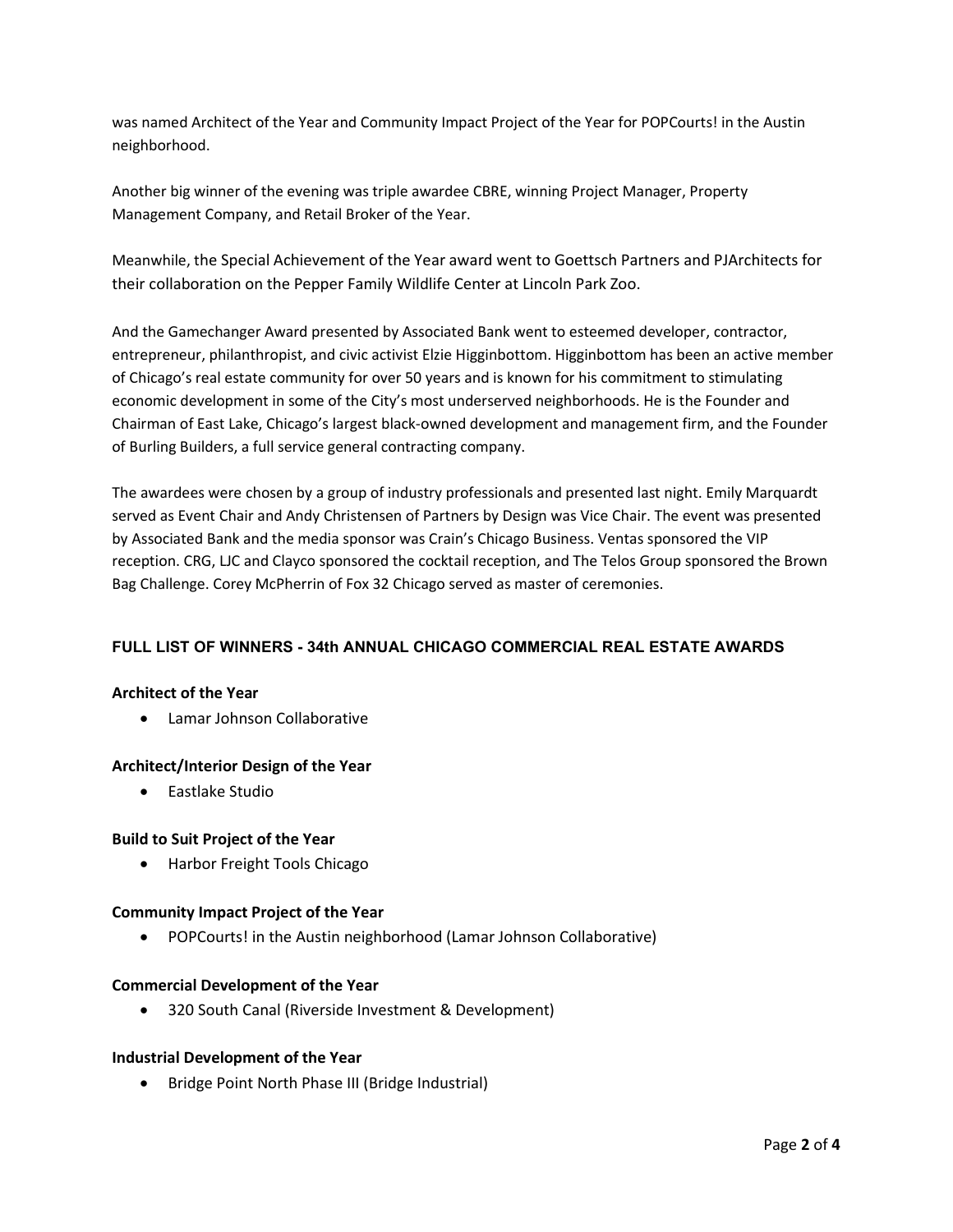was named Architect of the Year and Community Impact Project of the Year for POPCourts! in the Austin neighborhood.

Another big winner of the evening was triple awardee CBRE, winning Project Manager, Property Management Company, and Retail Broker of the Year.

Meanwhile, the Special Achievement of the Year award went to Goettsch Partners and PJArchitects for their collaboration on the Pepper Family Wildlife Center at Lincoln Park Zoo.

And the Gamechanger Award presented by Associated Bank went to esteemed developer, contractor, entrepreneur, philanthropist, and civic activist Elzie Higginbottom. Higginbottom has been an active member of Chicago's real estate community for over 50 years and is known for his commitment to stimulating economic development in some of the City's most underserved neighborhoods. He is the Founder and Chairman of East Lake, Chicago's largest black-owned development and management firm, and the Founder of Burling Builders, a full service general contracting company.

The awardees were chosen by a group of industry professionals and presented last night. Emily Marquardt served as Event Chair and Andy Christensen of Partners by Design was Vice Chair. The event was presented by Associated Bank and the media sponsor was Crain's Chicago Business. Ventas sponsored the VIP reception. CRG, LJC and Clayco sponsored the cocktail reception, and The Telos Group sponsored the Brown Bag Challenge. Corey McPherrin of Fox 32 Chicago served as master of ceremonies.

## FULL LIST OF WINNERS - 34th ANNUAL CHICAGO COMMERCIAL REAL ESTATE AWARDS

**Architect of the Year**

- Lamar Johnson Collaborative

**Architect/Interior Design of the Year**

- Eastlake Studio

**Build to Suit Project of the Year**

- Harbor Freight Tools Chicago

**Community Impact Project of the Year**

- POPCourts! in the Austin neighborhood (Lamar Johnson Collaborative)

**Commercial Development of the Year**

- 320 South Canal (Riverside Investment & Development)

**Industrial Development of the Year**

- Bridge Point North Phase III (Bridge Industrial)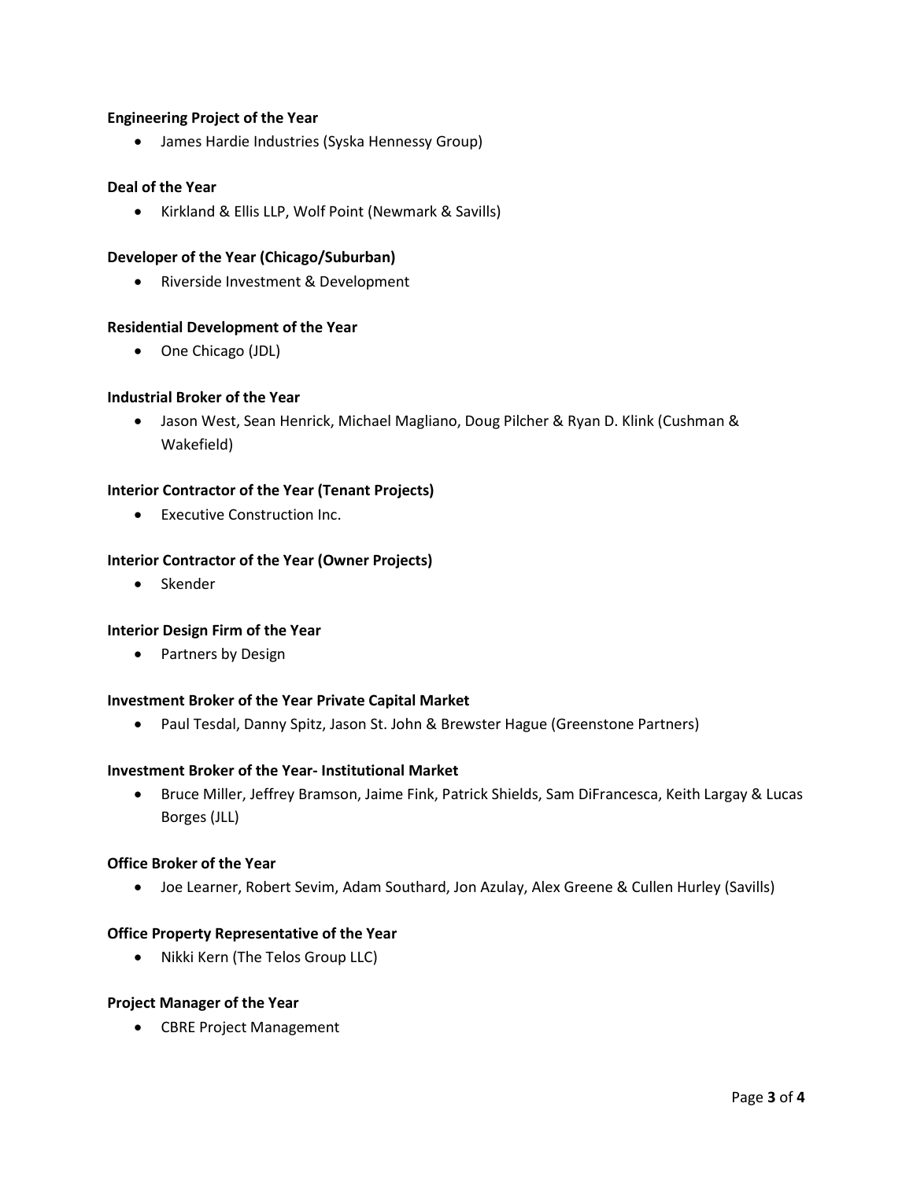**Engineering Project of the Year**

- James Hardie Industries (Syska Hennessy Group)

**Deal of the Year**

- Kirkland & Ellis LLP, Wolf Point (Newmark & Savills)

**Developer of the Year (Chicago/Suburban)**

- Riverside Investment & Development

**Residential Development of the Year**

- One Chicago (JDL)

**Industrial Broker of the Year**

- Jason West, Sean Henrick, Michael Magliano, Doug Pilcher & Ryan D. Klink (Cushman & Wakefield)

**Interior Contractor of the Year (Tenant Projects)**

- Executive Construction Inc.

**Interior Contractor of the Year (Owner Projects)**

- Skender

**Interior Design Firm of the Year**

- Partners by Design

**Investment Broker of the Year Private Capital Market**

- Paul Tesdal, Danny Spitz, Jason St. John & Brewster Hague (Greenstone Partners)

**Investment Broker of the Year- Institutional Market**

- Bruce Miller, Jeffrey Bramson, Jaime Fink, Patrick Shields, Sam DiFrancesca, Keith Largay & Lucas Borges (JLL)

**Office Broker of the Year**

- Joe Learner, Robert Sevim, Adam Southard, Jon Azulay, Alex Greene & Cullen Hurley (Savills)

**Office Property Representative of the Year**

- Nikki Kern (The Telos Group LLC)

**Project Manager of the Year**

- CBRE Project Management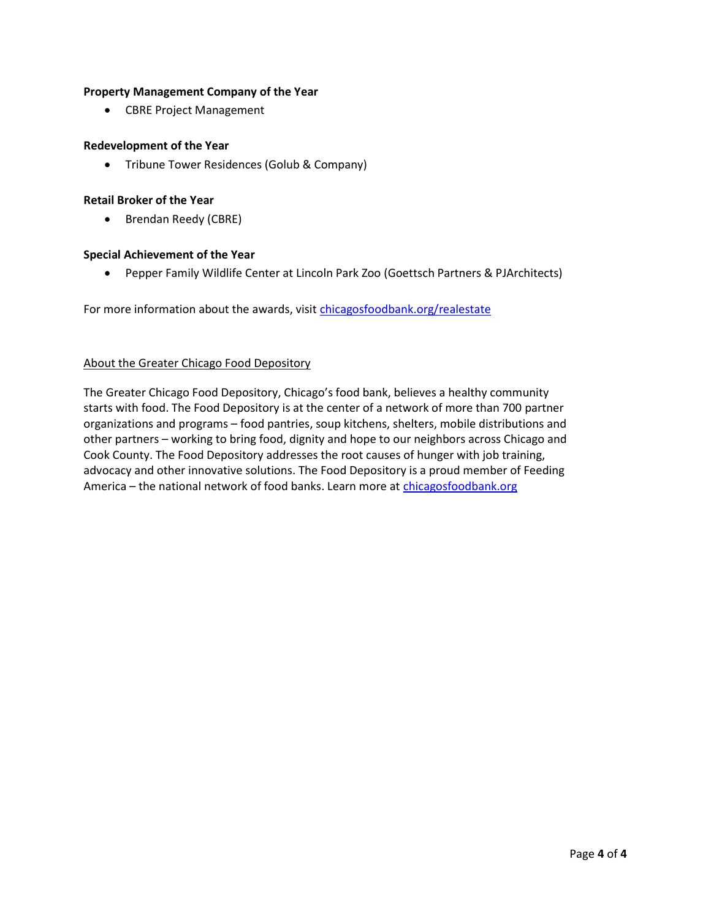**Property Management Company of the Year**

- CBRE Project Management

**Redevelopment of the Year**

- Tribune Tower Residences (Golub & Company)

**Retail Broker of the Year**

- Brendan Reedy (CBRE)

**Special Achievement of the Year**

- Pepper Family Wildlife Center at Lincoln Park Zoo (Goettsch Partners & PJArchitects)

For more information about the awards, visit [chicagosfoodbank.org/realestate](chicagosfoodbank.org/realestate)

About the Greater Chicago Food Depository

The Greater Chicago Food Depository, Chicago's food bank, believes a healthy community starts with food. The Food Depository is at the center of a network of more than 700 partner organizations and programs – food pantries, soup kitchens, shelters, mobile distributions and other partners – working to bring food, dignity and hope to our neighbors across Chicago and Cook County. The Food Depository addresses the root causes of hunger with job training, advocacy and other innovative solutions. The Food Depository is a proud member of Feeding America – the national network of food banks. Learn more at [chicagosfoodbank.org](chicagosfoodbank.org)